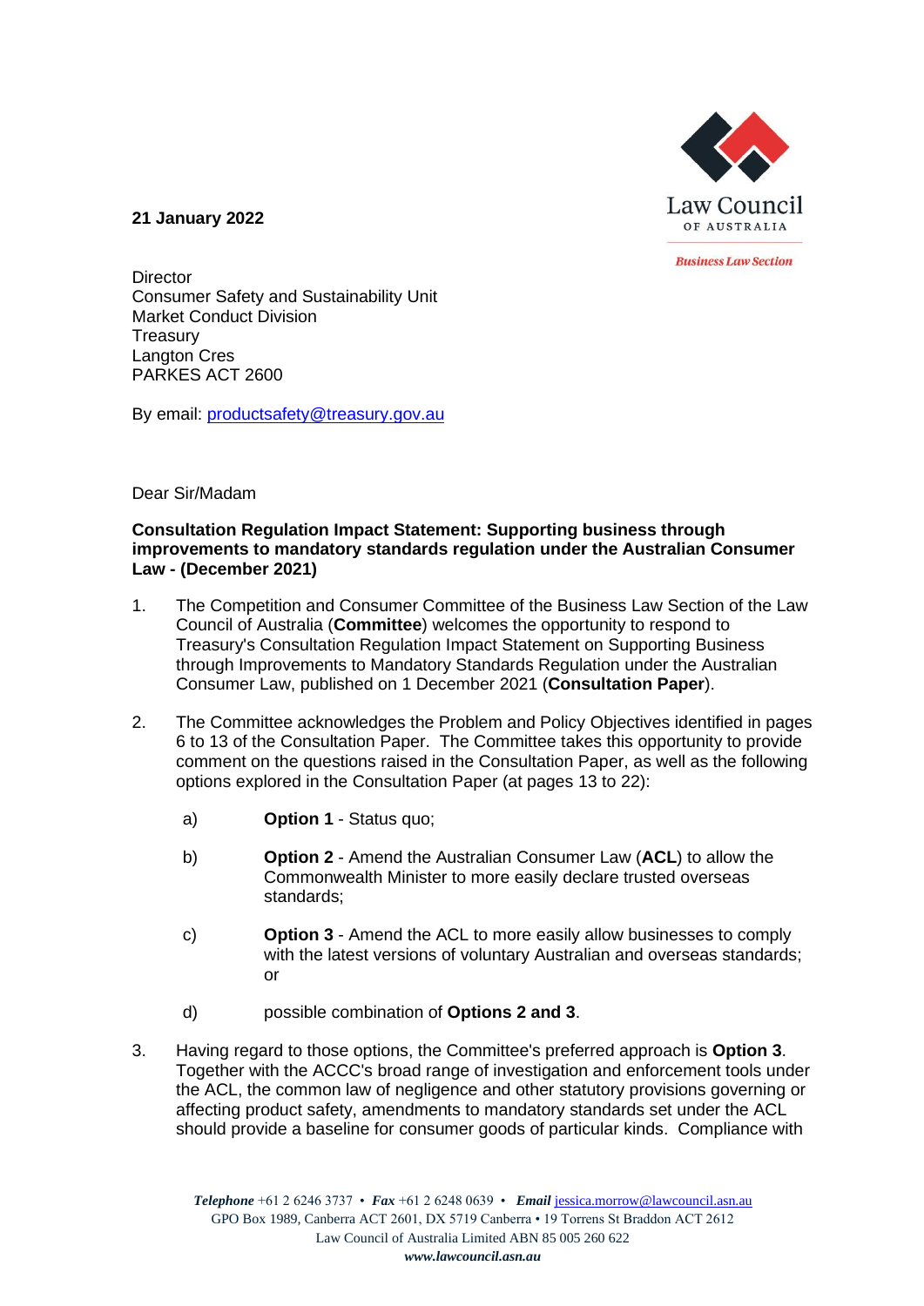Law Council OF AUSTRALIA

*Business Law Section*

**21 January 2022**

Director
Consumer Safety and Sustainability Unit
Market Conduct Division
Treasury
Langton Cres
PARKES ACT 2600

By email: productsafety@treasury.gov.au

Dear Sir/Madam

**Consultation Regulation Impact Statement: Supporting business through improvements to mandatory standards regulation under the Australian Consumer Law - (December 2021)**

1. The Competition and Consumer Committee of the Business Law Section of the Law Council of Australia (**Committee**) welcomes the opportunity to respond to Treasury's Consultation Regulation Impact Statement on Supporting Business through Improvements to Mandatory Standards Regulation under the Australian Consumer Law, published on 1 December 2021 (**Consultation Paper**).

2. The Committee acknowledges the Problem and Policy Objectives identified in pages 6 to 13 of the Consultation Paper. The Committee takes this opportunity to provide comment on the questions raised in the Consultation Paper, as well as the following options explored in the Consultation Paper (at pages 13 to 22):

   a) **Option 1** - Status quo;

   b) **Option 2** - Amend the Australian Consumer Law (**ACL**) to allow the Commonwealth Minister to more easily declare trusted overseas standards;

   c) **Option 3** - Amend the ACL to more easily allow businesses to comply with the latest versions of voluntary Australian and overseas standards; or

   d) possible combination of **Options 2 and 3**.

3. Having regard to those options, the Committee's preferred approach is **Option 3**. Together with the ACCC's broad range of investigation and enforcement tools under the ACL, the common law of negligence and other statutory provisions governing or affecting product safety, amendments to mandatory standards set under the ACL should provide a baseline for consumer goods of particular kinds. Compliance with

*Telephone* +61 2 6246 3737 • *Fax* +61 2 6248 0639 • *Email* jessica.morrow@lawcouncil.asn.au
GPO Box 1989, Canberra ACT 2601, DX 5719 Canberra • 19 Torrens St Braddon ACT 2612
Law Council of Australia Limited ABN 85 005 260 622
*www.lawcouncil.asn.au*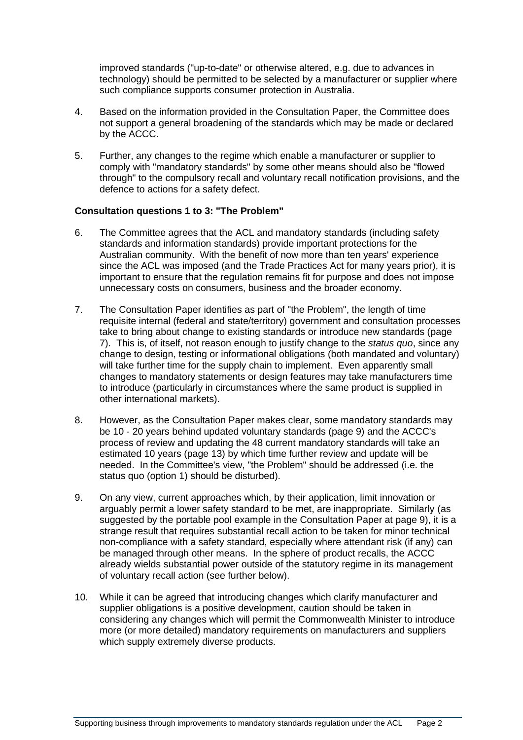improved standards ("up-to-date" or otherwise altered, e.g. due to advances in technology) should be permitted to be selected by a manufacturer or supplier where such compliance supports consumer protection in Australia.

4. Based on the information provided in the Consultation Paper, the Committee does not support a general broadening of the standards which may be made or declared by the ACCC.

5. Further, any changes to the regime which enable a manufacturer or supplier to comply with "mandatory standards" by some other means should also be "flowed through" to the compulsory recall and voluntary recall notification provisions, and the defence to actions for a safety defect.

**Consultation questions 1 to 3: "The Problem"**

6. The Committee agrees that the ACL and mandatory standards (including safety standards and information standards) provide important protections for the Australian community. With the benefit of now more than ten years' experience since the ACL was imposed (and the Trade Practices Act for many years prior), it is important to ensure that the regulation remains fit for purpose and does not impose unnecessary costs on consumers, business and the broader economy.

7. The Consultation Paper identifies as part of "the Problem", the length of time requisite internal (federal and state/territory) government and consultation processes take to bring about change to existing standards or introduce new standards (page 7). This is, of itself, not reason enough to justify change to the *status quo*, since any change to design, testing or informational obligations (both mandated and voluntary) will take further time for the supply chain to implement. Even apparently small changes to mandatory statements or design features may take manufacturers time to introduce (particularly in circumstances where the same product is supplied in other international markets).

8. However, as the Consultation Paper makes clear, some mandatory standards may be 10 - 20 years behind updated voluntary standards (page 9) and the ACCC's process of review and updating the 48 current mandatory standards will take an estimated 10 years (page 13) by which time further review and update will be needed. In the Committee's view, "the Problem" should be addressed (i.e. the status quo (option 1) should be disturbed).

9. On any view, current approaches which, by their application, limit innovation or arguably permit a lower safety standard to be met, are inappropriate. Similarly (as suggested by the portable pool example in the Consultation Paper at page 9), it is a strange result that requires substantial recall action to be taken for minor technical non-compliance with a safety standard, especially where attendant risk (if any) can be managed through other means. In the sphere of product recalls, the ACCC already wields substantial power outside of the statutory regime in its management of voluntary recall action (see further below).

10. While it can be agreed that introducing changes which clarify manufacturer and supplier obligations is a positive development, caution should be taken in considering any changes which will permit the Commonwealth Minister to introduce more (or more detailed) mandatory requirements on manufacturers and suppliers which supply extremely diverse products.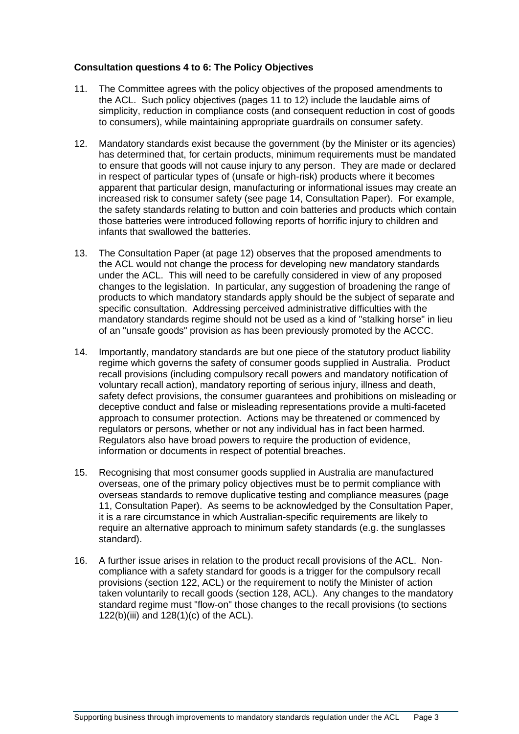**Consultation questions 4 to 6: The Policy Objectives**

11. The Committee agrees with the policy objectives of the proposed amendments to the ACL. Such policy objectives (pages 11 to 12) include the laudable aims of simplicity, reduction in compliance costs (and consequent reduction in cost of goods to consumers), while maintaining appropriate guardrails on consumer safety.

12. Mandatory standards exist because the government (by the Minister or its agencies) has determined that, for certain products, minimum requirements must be mandated to ensure that goods will not cause injury to any person. They are made or declared in respect of particular types of (unsafe or high-risk) products where it becomes apparent that particular design, manufacturing or informational issues may create an increased risk to consumer safety (see page 14, Consultation Paper). For example, the safety standards relating to button and coin batteries and products which contain those batteries were introduced following reports of horrific injury to children and infants that swallowed the batteries.

13. The Consultation Paper (at page 12) observes that the proposed amendments to the ACL would not change the process for developing new mandatory standards under the ACL. This will need to be carefully considered in view of any proposed changes to the legislation. In particular, any suggestion of broadening the range of products to which mandatory standards apply should be the subject of separate and specific consultation. Addressing perceived administrative difficulties with the mandatory standards regime should not be used as a kind of "stalking horse" in lieu of an "unsafe goods" provision as has been previously promoted by the ACCC.

14. Importantly, mandatory standards are but one piece of the statutory product liability regime which governs the safety of consumer goods supplied in Australia. Product recall provisions (including compulsory recall powers and mandatory notification of voluntary recall action), mandatory reporting of serious injury, illness and death, safety defect provisions, the consumer guarantees and prohibitions on misleading or deceptive conduct and false or misleading representations provide a multi-faceted approach to consumer protection. Actions may be threatened or commenced by regulators or persons, whether or not any individual has in fact been harmed. Regulators also have broad powers to require the production of evidence, information or documents in respect of potential breaches.

15. Recognising that most consumer goods supplied in Australia are manufactured overseas, one of the primary policy objectives must be to permit compliance with overseas standards to remove duplicative testing and compliance measures (page 11, Consultation Paper). As seems to be acknowledged by the Consultation Paper, it is a rare circumstance in which Australian-specific requirements are likely to require an alternative approach to minimum safety standards (e.g. the sunglasses standard).

16. A further issue arises in relation to the product recall provisions of the ACL. Non-compliance with a safety standard for goods is a trigger for the compulsory recall provisions (section 122, ACL) or the requirement to notify the Minister of action taken voluntarily to recall goods (section 128, ACL). Any changes to the mandatory standard regime must "flow-on" those changes to the recall provisions (to sections 122(b)(iii) and 128(1)(c) of the ACL).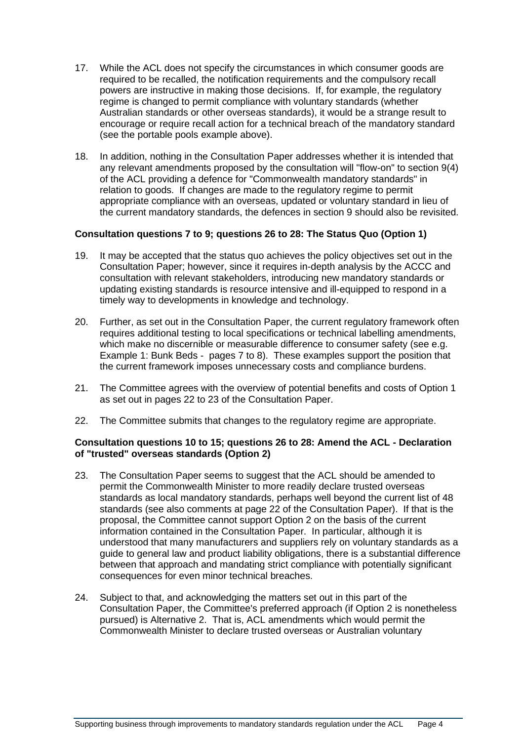17. While the ACL does not specify the circumstances in which consumer goods are required to be recalled, the notification requirements and the compulsory recall powers are instructive in making those decisions. If, for example, the regulatory regime is changed to permit compliance with voluntary standards (whether Australian standards or other overseas standards), it would be a strange result to encourage or require recall action for a technical breach of the mandatory standard (see the portable pools example above).

18. In addition, nothing in the Consultation Paper addresses whether it is intended that any relevant amendments proposed by the consultation will "flow-on" to section 9(4) of the ACL providing a defence for "Commonwealth mandatory standards" in relation to goods. If changes are made to the regulatory regime to permit appropriate compliance with an overseas, updated or voluntary standard in lieu of the current mandatory standards, the defences in section 9 should also be revisited.

**Consultation questions 7 to 9; questions 26 to 28: The Status Quo (Option 1)**

19. It may be accepted that the status quo achieves the policy objectives set out in the Consultation Paper; however, since it requires in-depth analysis by the ACCC and consultation with relevant stakeholders, introducing new mandatory standards or updating existing standards is resource intensive and ill-equipped to respond in a timely way to developments in knowledge and technology.

20. Further, as set out in the Consultation Paper, the current regulatory framework often requires additional testing to local specifications or technical labelling amendments, which make no discernible or measurable difference to consumer safety (see e.g. Example 1: Bunk Beds - pages 7 to 8). These examples support the position that the current framework imposes unnecessary costs and compliance burdens.

21. The Committee agrees with the overview of potential benefits and costs of Option 1 as set out in pages 22 to 23 of the Consultation Paper.

22. The Committee submits that changes to the regulatory regime are appropriate.

**Consultation questions 10 to 15; questions 26 to 28: Amend the ACL - Declaration of "trusted" overseas standards (Option 2)**

23. The Consultation Paper seems to suggest that the ACL should be amended to permit the Commonwealth Minister to more readily declare trusted overseas standards as local mandatory standards, perhaps well beyond the current list of 48 standards (see also comments at page 22 of the Consultation Paper). If that is the proposal, the Committee cannot support Option 2 on the basis of the current information contained in the Consultation Paper. In particular, although it is understood that many manufacturers and suppliers rely on voluntary standards as a guide to general law and product liability obligations, there is a substantial difference between that approach and mandating strict compliance with potentially significant consequences for even minor technical breaches.

24. Subject to that, and acknowledging the matters set out in this part of the Consultation Paper, the Committee's preferred approach (if Option 2 is nonetheless pursued) is Alternative 2. That is, ACL amendments which would permit the Commonwealth Minister to declare trusted overseas or Australian voluntary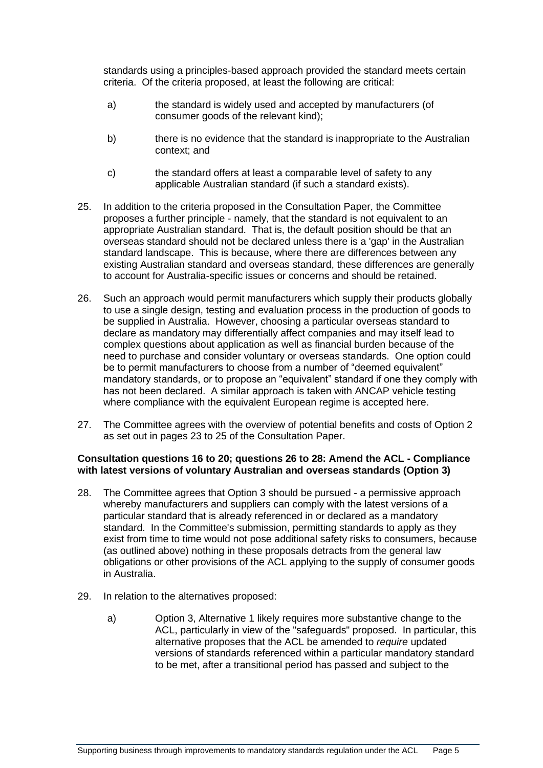standards using a principles-based approach provided the standard meets certain criteria. Of the criteria proposed, at least the following are critical:

a) the standard is widely used and accepted by manufacturers (of consumer goods of the relevant kind);

b) there is no evidence that the standard is inappropriate to the Australian context; and

c) the standard offers at least a comparable level of safety to any applicable Australian standard (if such a standard exists).

25. In addition to the criteria proposed in the Consultation Paper, the Committee proposes a further principle - namely, that the standard is not equivalent to an appropriate Australian standard. That is, the default position should be that an overseas standard should not be declared unless there is a 'gap' in the Australian standard landscape. This is because, where there are differences between any existing Australian standard and overseas standard, these differences are generally to account for Australia-specific issues or concerns and should be retained.

26. Such an approach would permit manufacturers which supply their products globally to use a single design, testing and evaluation process in the production of goods to be supplied in Australia. However, choosing a particular overseas standard to declare as mandatory may differentially affect companies and may itself lead to complex questions about application as well as financial burden because of the need to purchase and consider voluntary or overseas standards. One option could be to permit manufacturers to choose from a number of "deemed equivalent" mandatory standards, or to propose an "equivalent" standard if one they comply with has not been declared. A similar approach is taken with ANCAP vehicle testing where compliance with the equivalent European regime is accepted here.

27. The Committee agrees with the overview of potential benefits and costs of Option 2 as set out in pages 23 to 25 of the Consultation Paper.

**Consultation questions 16 to 20; questions 26 to 28: Amend the ACL - Compliance with latest versions of voluntary Australian and overseas standards (Option 3)**

28. The Committee agrees that Option 3 should be pursued - a permissive approach whereby manufacturers and suppliers can comply with the latest versions of a particular standard that is already referenced in or declared as a mandatory standard. In the Committee's submission, permitting standards to apply as they exist from time to time would not pose additional safety risks to consumers, because (as outlined above) nothing in these proposals detracts from the general law obligations or other provisions of the ACL applying to the supply of consumer goods in Australia.

29. In relation to the alternatives proposed:

a) Option 3, Alternative 1 likely requires more substantive change to the ACL, particularly in view of the "safeguards" proposed. In particular, this alternative proposes that the ACL be amended to *require* updated versions of standards referenced within a particular mandatory standard to be met, after a transitional period has passed and subject to the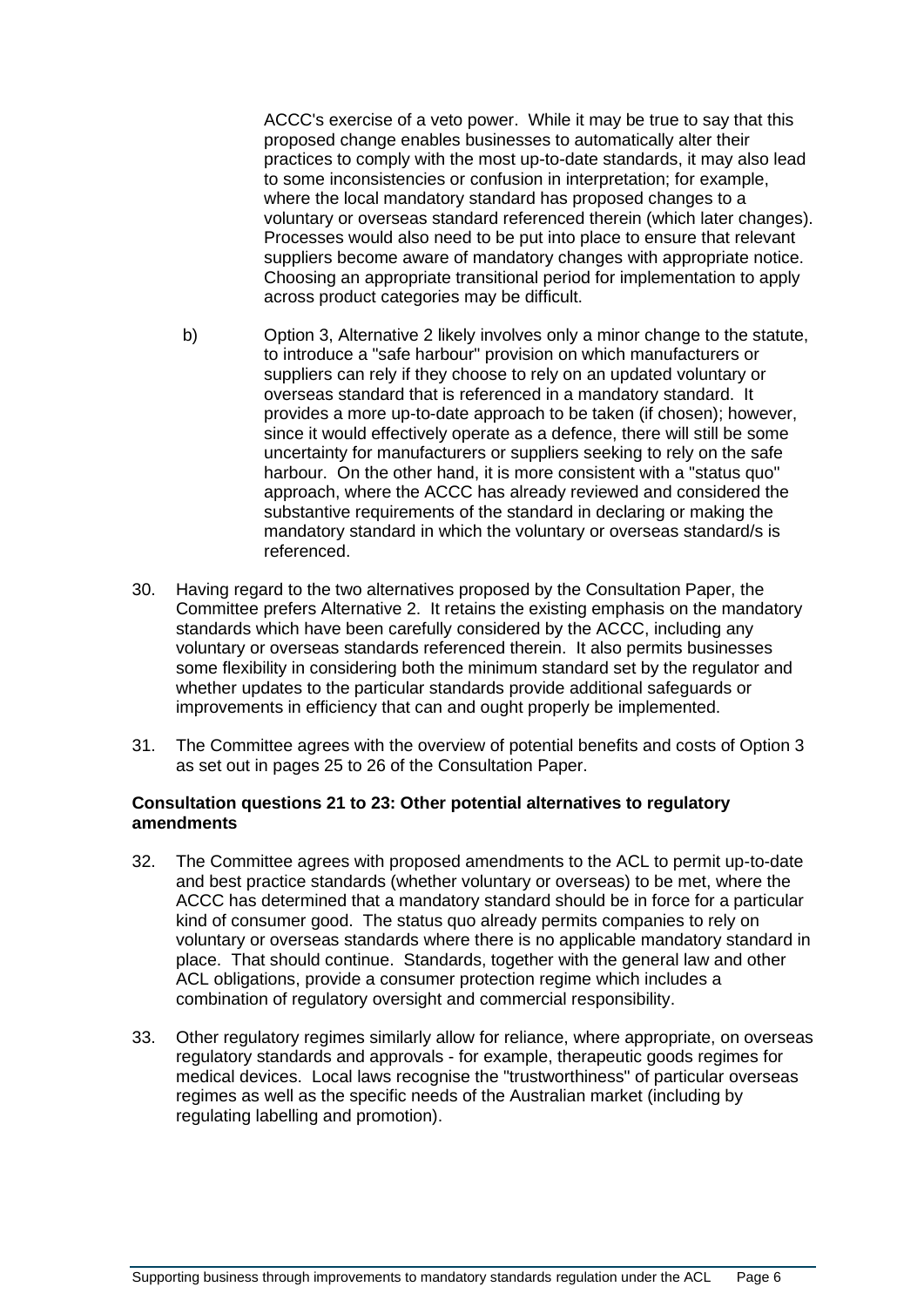ACCC's exercise of a veto power. While it may be true to say that this proposed change enables businesses to automatically alter their practices to comply with the most up-to-date standards, it may also lead to some inconsistencies or confusion in interpretation; for example, where the local mandatory standard has proposed changes to a voluntary or overseas standard referenced therein (which later changes). Processes would also need to be put into place to ensure that relevant suppliers become aware of mandatory changes with appropriate notice. Choosing an appropriate transitional period for implementation to apply across product categories may be difficult.

b) Option 3, Alternative 2 likely involves only a minor change to the statute, to introduce a "safe harbour" provision on which manufacturers or suppliers can rely if they choose to rely on an updated voluntary or overseas standard that is referenced in a mandatory standard. It provides a more up-to-date approach to be taken (if chosen); however, since it would effectively operate as a defence, there will still be some uncertainty for manufacturers or suppliers seeking to rely on the safe harbour. On the other hand, it is more consistent with a "status quo" approach, where the ACCC has already reviewed and considered the substantive requirements of the standard in declaring or making the mandatory standard in which the voluntary or overseas standard/s is referenced.

30. Having regard to the two alternatives proposed by the Consultation Paper, the Committee prefers Alternative 2. It retains the existing emphasis on the mandatory standards which have been carefully considered by the ACCC, including any voluntary or overseas standards referenced therein. It also permits businesses some flexibility in considering both the minimum standard set by the regulator and whether updates to the particular standards provide additional safeguards or improvements in efficiency that can and ought properly be implemented.

31. The Committee agrees with the overview of potential benefits and costs of Option 3 as set out in pages 25 to 26 of the Consultation Paper.

**Consultation questions 21 to 23: Other potential alternatives to regulatory amendments**

32. The Committee agrees with proposed amendments to the ACL to permit up-to-date and best practice standards (whether voluntary or overseas) to be met, where the ACCC has determined that a mandatory standard should be in force for a particular kind of consumer good. The status quo already permits companies to rely on voluntary or overseas standards where there is no applicable mandatory standard in place. That should continue. Standards, together with the general law and other ACL obligations, provide a consumer protection regime which includes a combination of regulatory oversight and commercial responsibility.

33. Other regulatory regimes similarly allow for reliance, where appropriate, on overseas regulatory standards and approvals - for example, therapeutic goods regimes for medical devices. Local laws recognise the "trustworthiness" of particular overseas regimes as well as the specific needs of the Australian market (including by regulating labelling and promotion).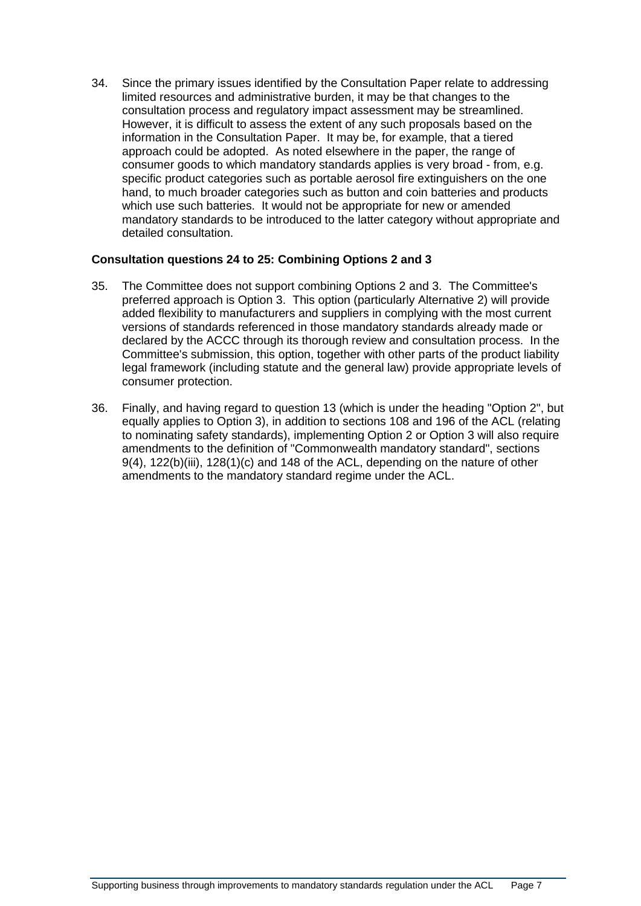34. Since the primary issues identified by the Consultation Paper relate to addressing limited resources and administrative burden, it may be that changes to the consultation process and regulatory impact assessment may be streamlined. However, it is difficult to assess the extent of any such proposals based on the information in the Consultation Paper. It may be, for example, that a tiered approach could be adopted. As noted elsewhere in the paper, the range of consumer goods to which mandatory standards applies is very broad - from, e.g. specific product categories such as portable aerosol fire extinguishers on the one hand, to much broader categories such as button and coin batteries and products which use such batteries. It would not be appropriate for new or amended mandatory standards to be introduced to the latter category without appropriate and detailed consultation.

**Consultation questions 24 to 25: Combining Options 2 and 3**

35. The Committee does not support combining Options 2 and 3. The Committee's preferred approach is Option 3. This option (particularly Alternative 2) will provide added flexibility to manufacturers and suppliers in complying with the most current versions of standards referenced in those mandatory standards already made or declared by the ACCC through its thorough review and consultation process. In the Committee's submission, this option, together with other parts of the product liability legal framework (including statute and the general law) provide appropriate levels of consumer protection.

36. Finally, and having regard to question 13 (which is under the heading "Option 2", but equally applies to Option 3), in addition to sections 108 and 196 of the ACL (relating to nominating safety standards), implementing Option 2 or Option 3 will also require amendments to the definition of "Commonwealth mandatory standard", sections 9(4), 122(b)(iii), 128(1)(c) and 148 of the ACL, depending on the nature of other amendments to the mandatory standard regime under the ACL.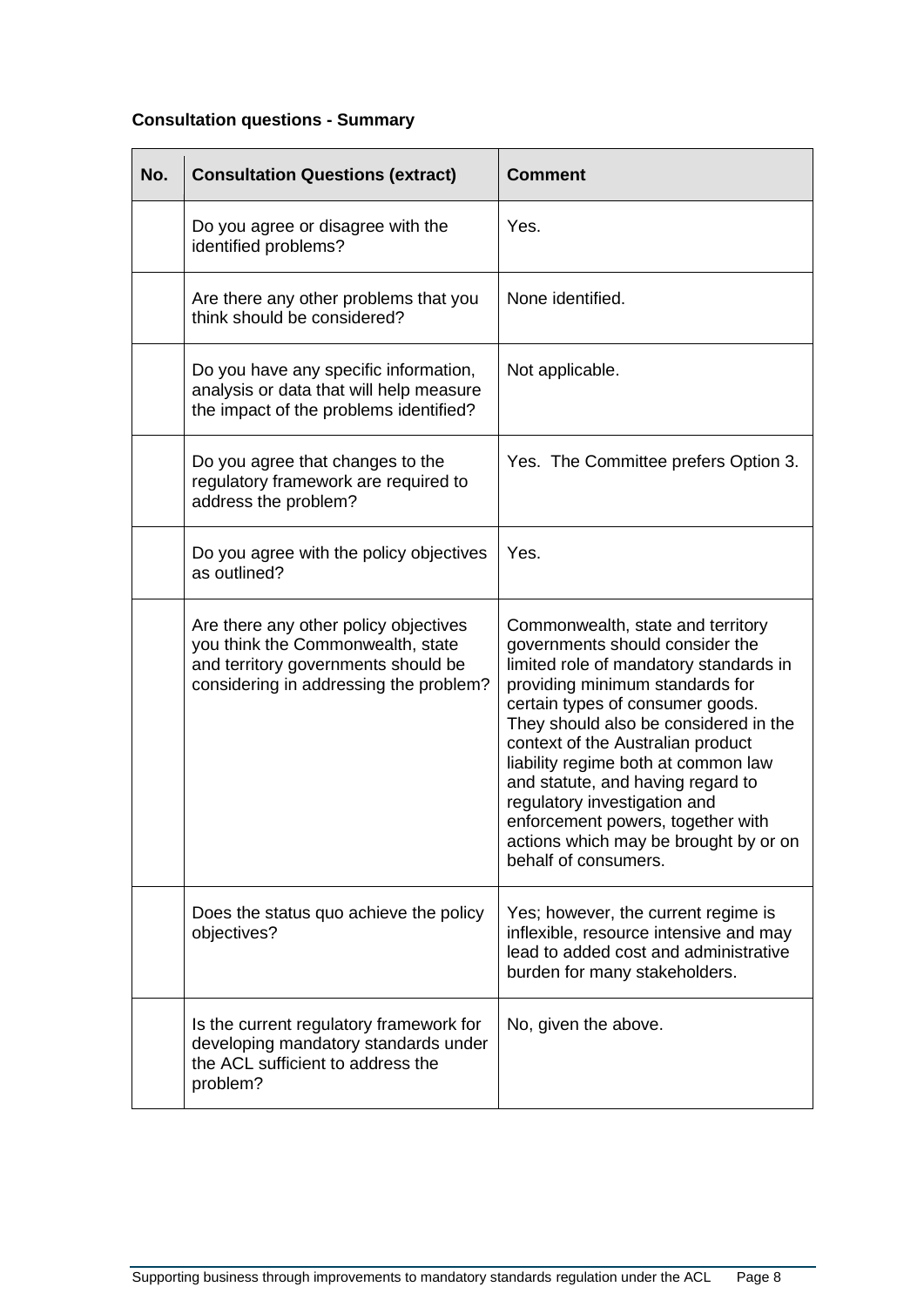**Consultation questions - Summary**

| No. | Consultation Questions (extract) | Comment |
|---|---|---|
| | Do you agree or disagree with the identified problems? | Yes. |
| | Are there any other problems that you think should be considered? | None identified. |
| | Do you have any specific information, analysis or data that will help measure the impact of the problems identified? | Not applicable. |
| | Do you agree that changes to the regulatory framework are required to address the problem? | Yes. The Committee prefers Option 3. |
| | Do you agree with the policy objectives as outlined? | Yes. |
| | Are there any other policy objectives you think the Commonwealth, state and territory governments should be considering in addressing the problem? | Commonwealth, state and territory governments should consider the limited role of mandatory standards in providing minimum standards for certain types of consumer goods. They should also be considered in the context of the Australian product liability regime both at common law and statute, and having regard to regulatory investigation and enforcement powers, together with actions which may be brought by or on behalf of consumers. |
| | Does the status quo achieve the policy objectives? | Yes; however, the current regime is inflexible, resource intensive and may lead to added cost and administrative burden for many stakeholders. |
| | Is the current regulatory framework for developing mandatory standards under the ACL sufficient to address the problem? | No, given the above. |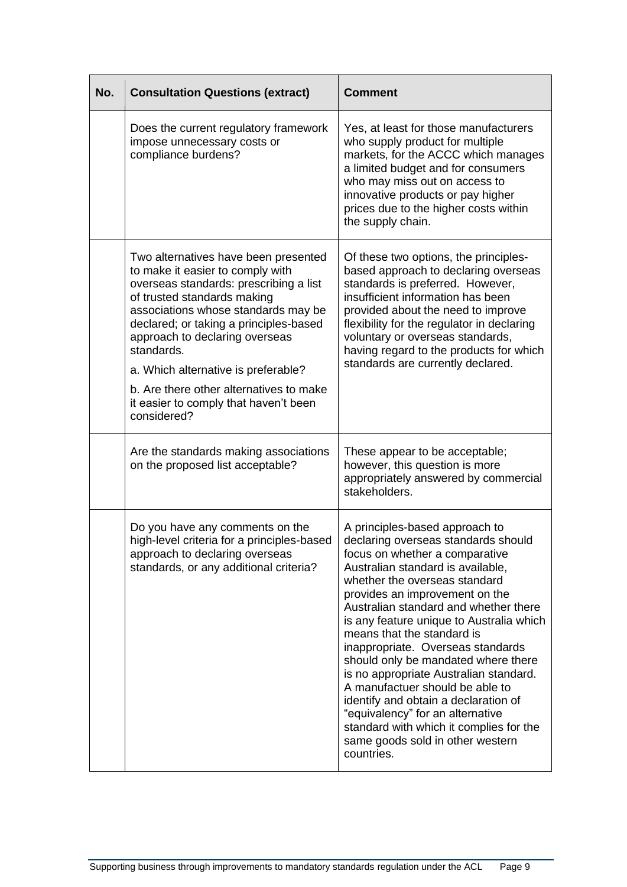| No. | Consultation Questions (extract) | Comment |
|---|---|---|
| | Does the current regulatory framework impose unnecessary costs or compliance burdens? | Yes, at least for those manufacturers who supply product for multiple markets, for the ACCC which manages a limited budget and for consumers who may miss out on access to innovative products or pay higher prices due to the higher costs within the supply chain. |
| | Two alternatives have been presented to make it easier to comply with overseas standards: prescribing a list of trusted standards making associations whose standards may be declared; or taking a principles-based approach to declaring overseas standards.<br><br>a. Which alternative is preferable?<br><br>b. Are there other alternatives to make it easier to comply that haven't been considered? | Of these two options, the principles-based approach to declaring overseas standards is preferred. However, insufficient information has been provided about the need to improve flexibility for the regulator in declaring voluntary or overseas standards, having regard to the products for which standards are currently declared. |
| | Are the standards making associations on the proposed list acceptable? | These appear to be acceptable; however, this question is more appropriately answered by commercial stakeholders. |
| | Do you have any comments on the high-level criteria for a principles-based approach to declaring overseas standards, or any additional criteria? | A principles-based approach to declaring overseas standards should focus on whether a comparative Australian standard is available, whether the overseas standard provides an improvement on the Australian standard and whether there is any feature unique to Australia which means that the standard is inappropriate. Overseas standards should only be mandated where there is no appropriate Australian standard. A manufactuer should be able to identify and obtain a declaration of "equivalency" for an alternative standard with which it complies for the same goods sold in other western countries. |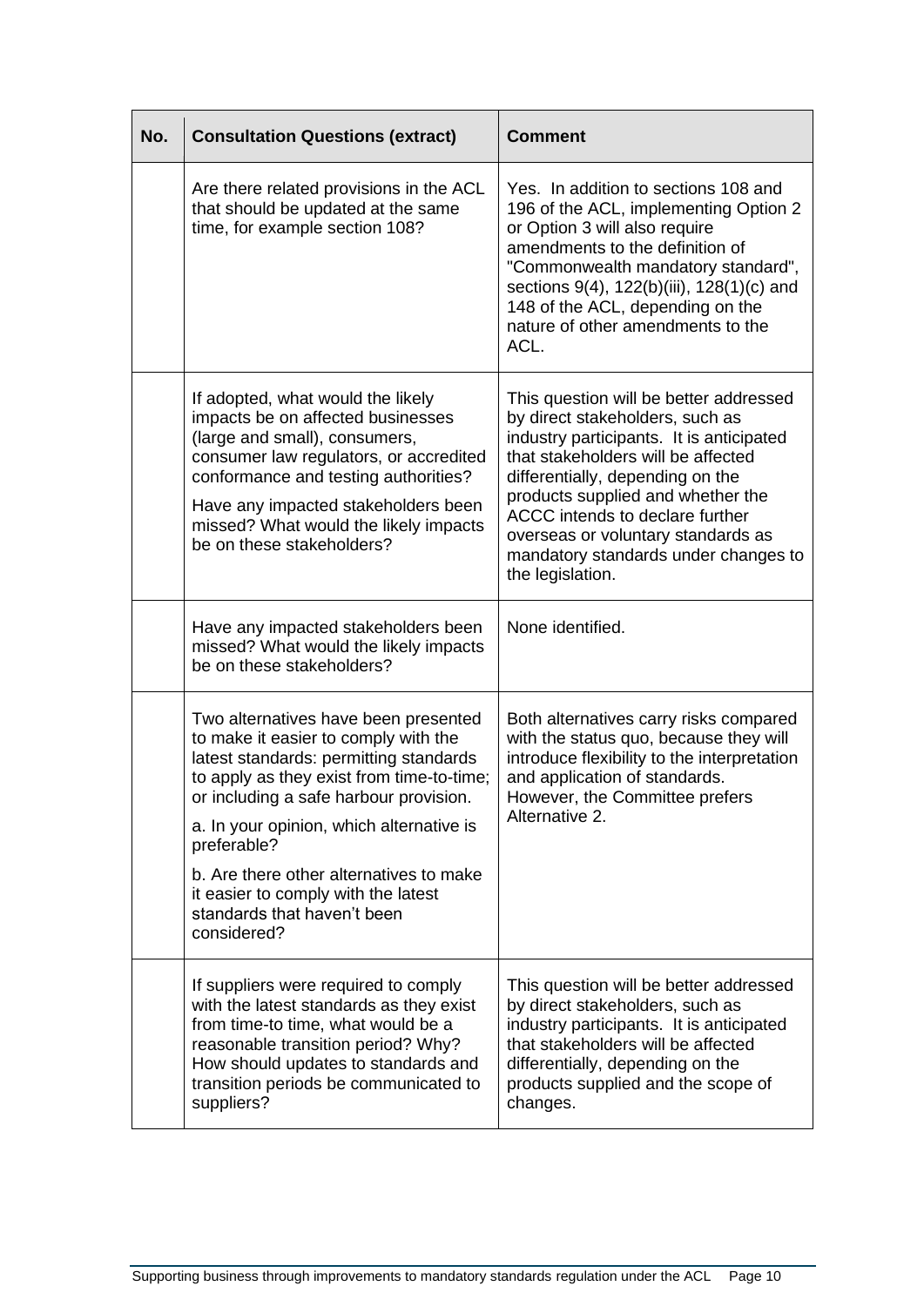| No. | Consultation Questions (extract) | Comment |
|---|---|---|
| | Are there related provisions in the ACL that should be updated at the same time, for example section 108? | Yes. In addition to sections 108 and 196 of the ACL, implementing Option 2 or Option 3 will also require amendments to the definition of "Commonwealth mandatory standard", sections 9(4), 122(b)(iii), 128(1)(c) and 148 of the ACL, depending on the nature of other amendments to the ACL. |
| | If adopted, what would the likely impacts be on affected businesses (large and small), consumers, consumer law regulators, or accredited conformance and testing authorities?<br><br>Have any impacted stakeholders been missed? What would the likely impacts be on these stakeholders? | This question will be better addressed by direct stakeholders, such as industry participants. It is anticipated that stakeholders will be affected differentially, depending on the products supplied and whether the ACCC intends to declare further overseas or voluntary standards as mandatory standards under changes to the legislation. |
| | Have any impacted stakeholders been missed? What would the likely impacts be on these stakeholders? | None identified. |
| | Two alternatives have been presented to make it easier to comply with the latest standards: permitting standards to apply as they exist from time-to-time; or including a safe harbour provision.<br><br>a. In your opinion, which alternative is preferable?<br><br>b. Are there other alternatives to make it easier to comply with the latest standards that haven't been considered? | Both alternatives carry risks compared with the status quo, because they will introduce flexibility to the interpretation and application of standards. However, the Committee prefers Alternative 2. |
| | If suppliers were required to comply with the latest standards as they exist from time-to time, what would be a reasonable transition period? Why? How should updates to standards and transition periods be communicated to suppliers? | This question will be better addressed by direct stakeholders, such as industry participants. It is anticipated that stakeholders will be affected differentially, depending on the products supplied and the scope of changes. |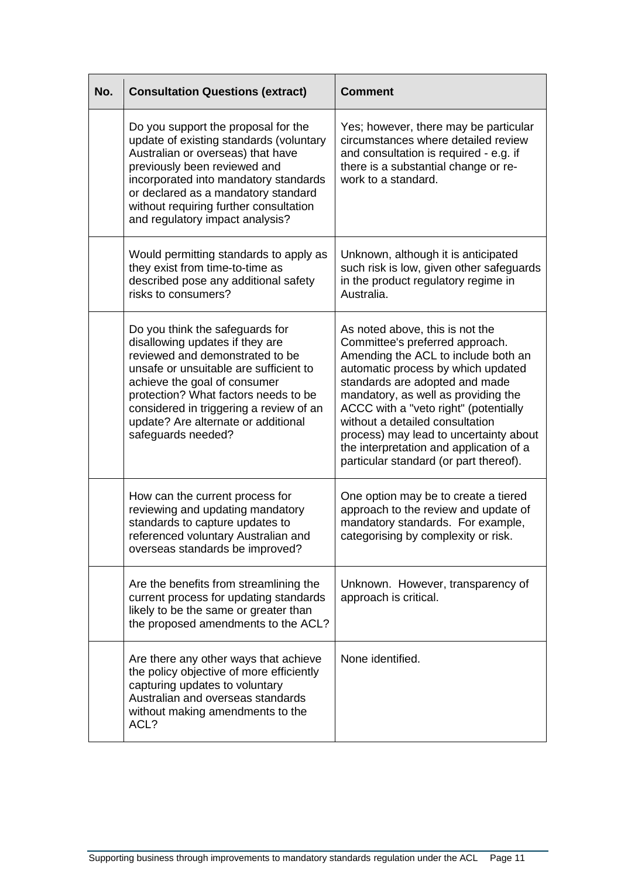| No. | Consultation Questions (extract) | Comment |
| --- | --- | --- |
| | Do you support the proposal for the update of existing standards (voluntary Australian or overseas) that have previously been reviewed and incorporated into mandatory standards or declared as a mandatory standard without requiring further consultation and regulatory impact analysis? | Yes; however, there may be particular circumstances where detailed review and consultation is required - e.g. if there is a substantial change or re-work to a standard. |
| | Would permitting standards to apply as they exist from time-to-time as described pose any additional safety risks to consumers? | Unknown, although it is anticipated such risk is low, given other safeguards in the product regulatory regime in Australia. |
| | Do you think the safeguards for disallowing updates if they are reviewed and demonstrated to be unsafe or unsuitable are sufficient to achieve the goal of consumer protection? What factors needs to be considered in triggering a review of an update? Are alternate or additional safeguards needed? | As noted above, this is not the Committee's preferred approach. Amending the ACL to include both an automatic process by which updated standards are adopted and made mandatory, as well as providing the ACCC with a "veto right" (potentially without a detailed consultation process) may lead to uncertainty about the interpretation and application of a particular standard (or part thereof). |
| | How can the current process for reviewing and updating mandatory standards to capture updates to referenced voluntary Australian and overseas standards be improved? | One option may be to create a tiered approach to the review and update of mandatory standards. For example, categorising by complexity or risk. |
| | Are the benefits from streamlining the current process for updating standards likely to be the same or greater than the proposed amendments to the ACL? | Unknown. However, transparency of approach is critical. |
| | Are there any other ways that achieve the policy objective of more efficiently capturing updates to voluntary Australian and overseas standards without making amendments to the ACL? | None identified. |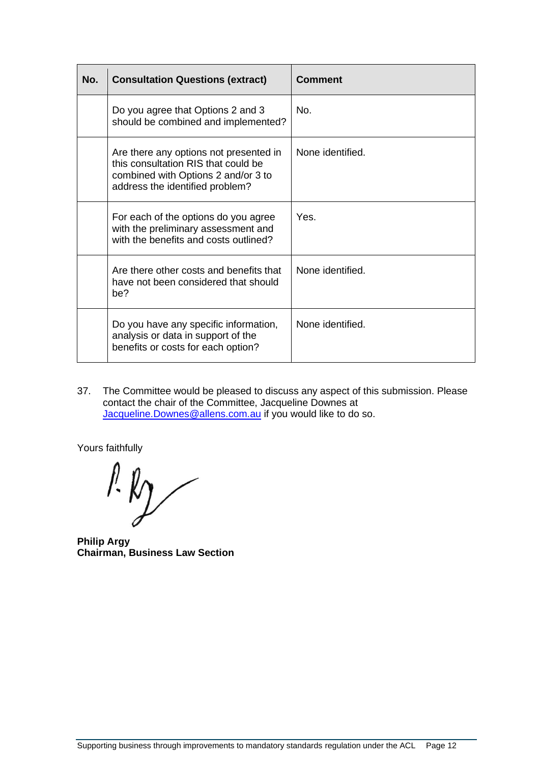| No. | Consultation Questions (extract) | Comment |
| --- | --- | --- |
| | Do you agree that Options 2 and 3 should be combined and implemented? | No. |
| | Are there any options not presented in this consultation RIS that could be combined with Options 2 and/or 3 to address the identified problem? | None identified. |
| | For each of the options do you agree with the preliminary assessment and with the benefits and costs outlined? | Yes. |
| | Are there other costs and benefits that have not been considered that should be? | None identified. |
| | Do you have any specific information, analysis or data in support of the benefits or costs for each option? | None identified. |

37. The Committee would be pleased to discuss any aspect of this submission. Please contact the chair of the Committee, Jacqueline Downes at Jacqueline.Downes@allens.com.au if you would like to do so.

Yours faithfully

**Philip Argy**
**Chairman, Business Law Section**